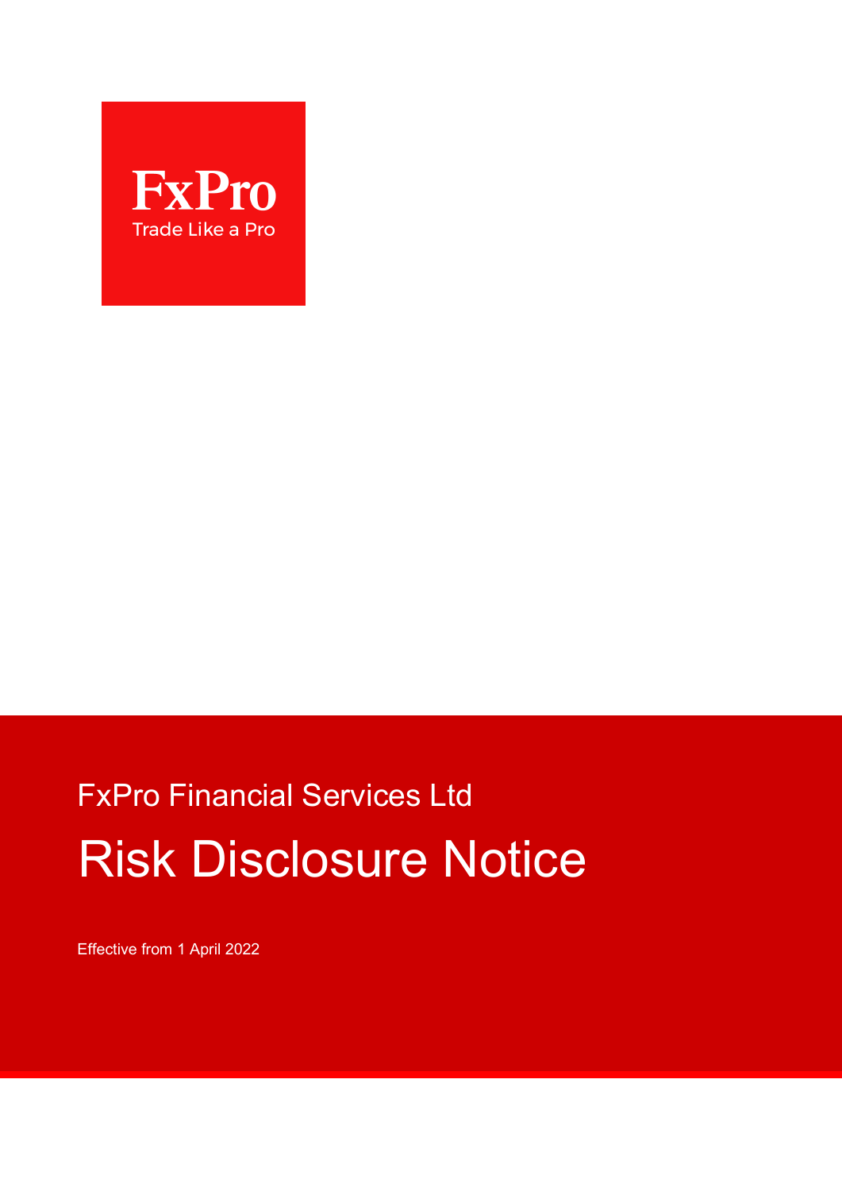FxPro

Trade Like a Pro

FxPro Financial Services Ltd

# Risk Disclosure Notice

Effective from 1 April 2022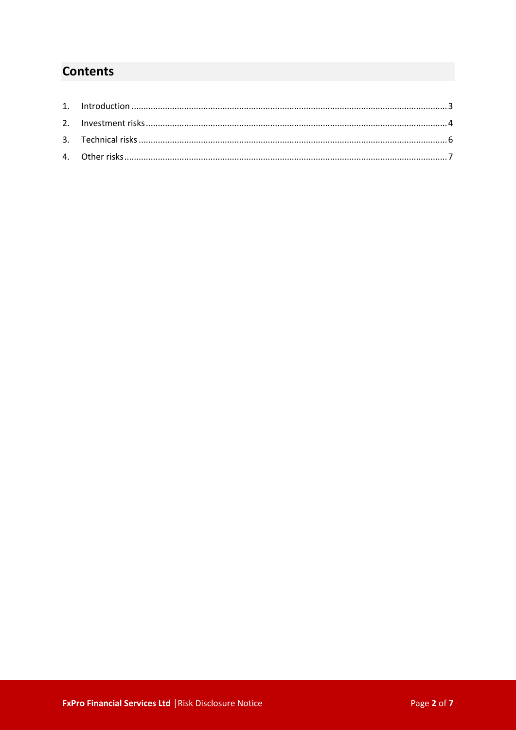## Contents

1. Introduction ........................................................................................................................... 3
2. Investment risks ..................................................................................................................... 4
3. Technical risks ........................................................................................................................ 6
4. Other risks .............................................................................................................................. 7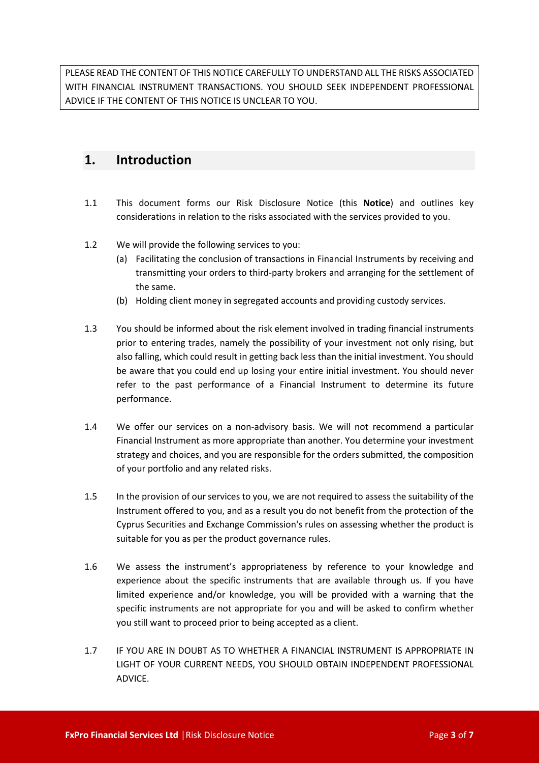PLEASE READ THE CONTENT OF THIS NOTICE CAREFULLY TO UNDERSTAND ALL THE RISKS ASSOCIATED WITH FINANCIAL INSTRUMENT TRANSACTIONS. YOU SHOULD SEEK INDEPENDENT PROFESSIONAL ADVICE IF THE CONTENT OF THIS NOTICE IS UNCLEAR TO YOU.

## 1. Introduction

1.1 This document forms our Risk Disclosure Notice (this **Notice**) and outlines key considerations in relation to the risks associated with the services provided to you.

1.2 We will provide the following services to you:

(a) Facilitating the conclusion of transactions in Financial Instruments by receiving and transmitting your orders to third-party brokers and arranging for the settlement of the same.

(b) Holding client money in segregated accounts and providing custody services.

1.3 You should be informed about the risk element involved in trading financial instruments prior to entering trades, namely the possibility of your investment not only rising, but also falling, which could result in getting back less than the initial investment. You should be aware that you could end up losing your entire initial investment. You should never refer to the past performance of a Financial Instrument to determine its future performance.

1.4 We offer our services on a non-advisory basis. We will not recommend a particular Financial Instrument as more appropriate than another. You determine your investment strategy and choices, and you are responsible for the orders submitted, the composition of your portfolio and any related risks.

1.5 In the provision of our services to you, we are not required to assess the suitability of the Instrument offered to you, and as a result you do not benefit from the protection of the Cyprus Securities and Exchange Commission's rules on assessing whether the product is suitable for you as per the product governance rules.

1.6 We assess the instrument's appropriateness by reference to your knowledge and experience about the specific instruments that are available through us. If you have limited experience and/or knowledge, you will be provided with a warning that the specific instruments are not appropriate for you and will be asked to confirm whether you still want to proceed prior to being accepted as a client.

1.7 IF YOU ARE IN DOUBT AS TO WHETHER A FINANCIAL INSTRUMENT IS APPROPRIATE IN LIGHT OF YOUR CURRENT NEEDS, YOU SHOULD OBTAIN INDEPENDENT PROFESSIONAL ADVICE.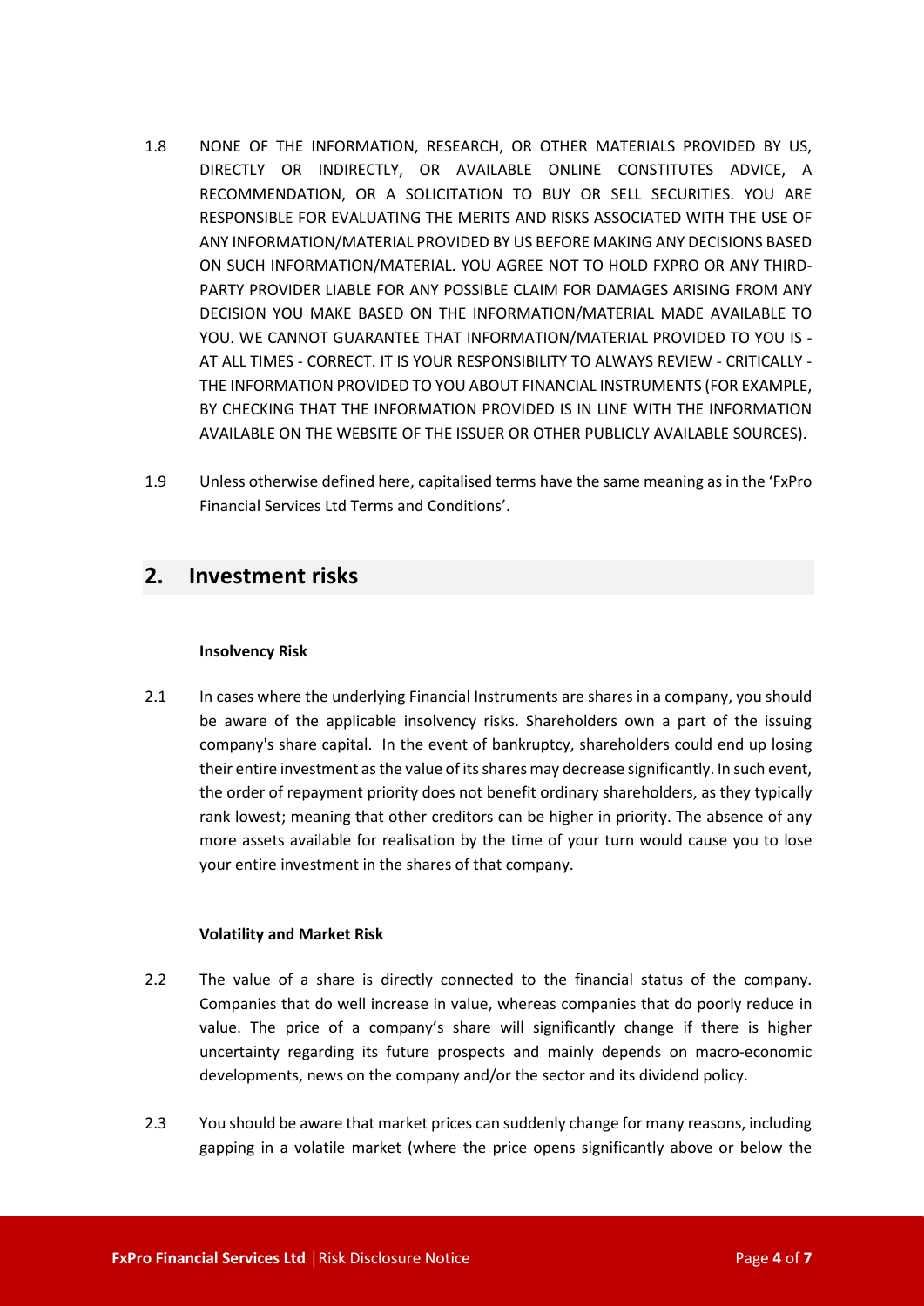1.8 NONE OF THE INFORMATION, RESEARCH, OR OTHER MATERIALS PROVIDED BY US, DIRECTLY OR INDIRECTLY, OR AVAILABLE ONLINE CONSTITUTES ADVICE, A RECOMMENDATION, OR A SOLICITATION TO BUY OR SELL SECURITIES. YOU ARE RESPONSIBLE FOR EVALUATING THE MERITS AND RISKS ASSOCIATED WITH THE USE OF ANY INFORMATION/MATERIAL PROVIDED BY US BEFORE MAKING ANY DECISIONS BASED ON SUCH INFORMATION/MATERIAL. YOU AGREE NOT TO HOLD FXPRO OR ANY THIRD-PARTY PROVIDER LIABLE FOR ANY POSSIBLE CLAIM FOR DAMAGES ARISING FROM ANY DECISION YOU MAKE BASED ON THE INFORMATION/MATERIAL MADE AVAILABLE TO YOU. WE CANNOT GUARANTEE THAT INFORMATION/MATERIAL PROVIDED TO YOU IS - AT ALL TIMES - CORRECT. IT IS YOUR RESPONSIBILITY TO ALWAYS REVIEW - CRITICALLY - THE INFORMATION PROVIDED TO YOU ABOUT FINANCIAL INSTRUMENTS (FOR EXAMPLE, BY CHECKING THAT THE INFORMATION PROVIDED IS IN LINE WITH THE INFORMATION AVAILABLE ON THE WEBSITE OF THE ISSUER OR OTHER PUBLICLY AVAILABLE SOURCES).

1.9 Unless otherwise defined here, capitalised terms have the same meaning as in the 'FxPro Financial Services Ltd Terms and Conditions'.

## 2. Investment risks

**Insolvency Risk**

2.1 In cases where the underlying Financial Instruments are shares in a company, you should be aware of the applicable insolvency risks. Shareholders own a part of the issuing company's share capital. In the event of bankruptcy, shareholders could end up losing their entire investment as the value of its shares may decrease significantly. In such event, the order of repayment priority does not benefit ordinary shareholders, as they typically rank lowest; meaning that other creditors can be higher in priority. The absence of any more assets available for realisation by the time of your turn would cause you to lose your entire investment in the shares of that company.

**Volatility and Market Risk**

2.2 The value of a share is directly connected to the financial status of the company. Companies that do well increase in value, whereas companies that do poorly reduce in value. The price of a company's share will significantly change if there is higher uncertainty regarding its future prospects and mainly depends on macro-economic developments, news on the company and/or the sector and its dividend policy.

2.3 You should be aware that market prices can suddenly change for many reasons, including gapping in a volatile market (where the price opens significantly above or below the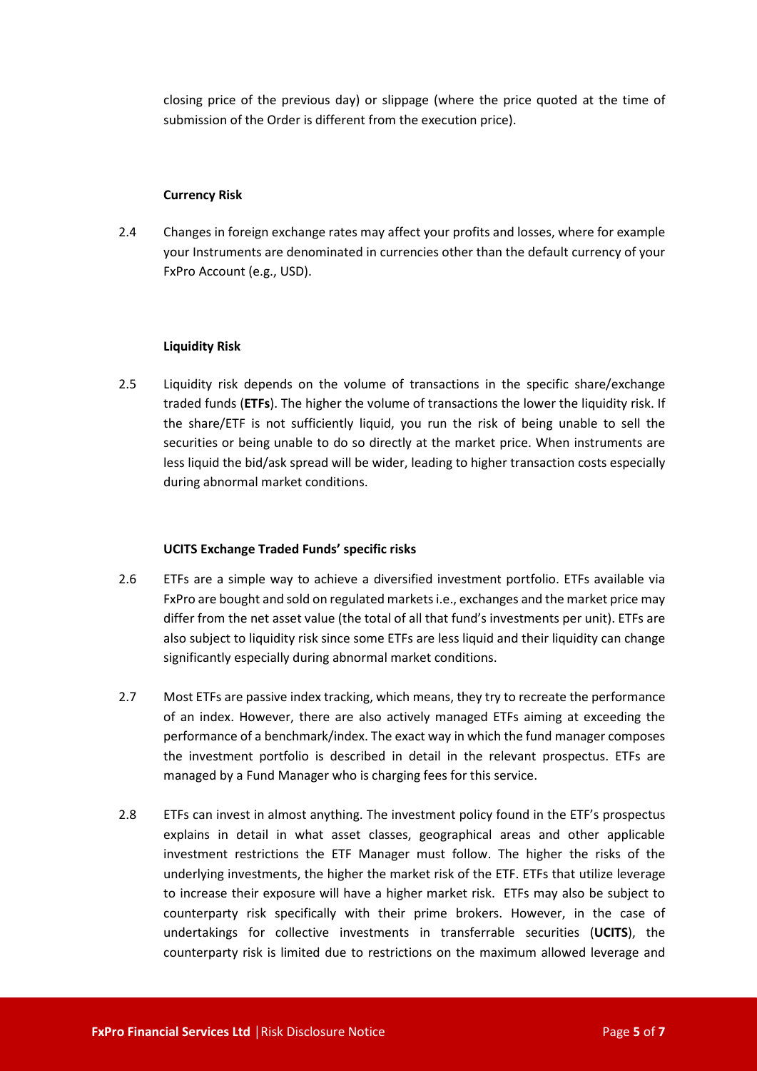closing price of the previous day) or slippage (where the price quoted at the time of submission of the Order is different from the execution price).

**Currency Risk**

2.4 Changes in foreign exchange rates may affect your profits and losses, where for example your Instruments are denominated in currencies other than the default currency of your FxPro Account (e.g., USD).

**Liquidity Risk**

2.5 Liquidity risk depends on the volume of transactions in the specific share/exchange traded funds (**ETFs**). The higher the volume of transactions the lower the liquidity risk. If the share/ETF is not sufficiently liquid, you run the risk of being unable to sell the securities or being unable to do so directly at the market price. When instruments are less liquid the bid/ask spread will be wider, leading to higher transaction costs especially during abnormal market conditions.

**UCITS Exchange Traded Funds' specific risks**

2.6 ETFs are a simple way to achieve a diversified investment portfolio. ETFs available via FxPro are bought and sold on regulated markets i.e., exchanges and the market price may differ from the net asset value (the total of all that fund's investments per unit). ETFs are also subject to liquidity risk since some ETFs are less liquid and their liquidity can change significantly especially during abnormal market conditions.

2.7 Most ETFs are passive index tracking, which means, they try to recreate the performance of an index. However, there are also actively managed ETFs aiming at exceeding the performance of a benchmark/index. The exact way in which the fund manager composes the investment portfolio is described in detail in the relevant prospectus. ETFs are managed by a Fund Manager who is charging fees for this service.

2.8 ETFs can invest in almost anything. The investment policy found in the ETF's prospectus explains in detail in what asset classes, geographical areas and other applicable investment restrictions the ETF Manager must follow. The higher the risks of the underlying investments, the higher the market risk of the ETF. ETFs that utilize leverage to increase their exposure will have a higher market risk. ETFs may also be subject to counterparty risk specifically with their prime brokers. However, in the case of undertakings for collective investments in transferrable securities (**UCITS**), the counterparty risk is limited due to restrictions on the maximum allowed leverage and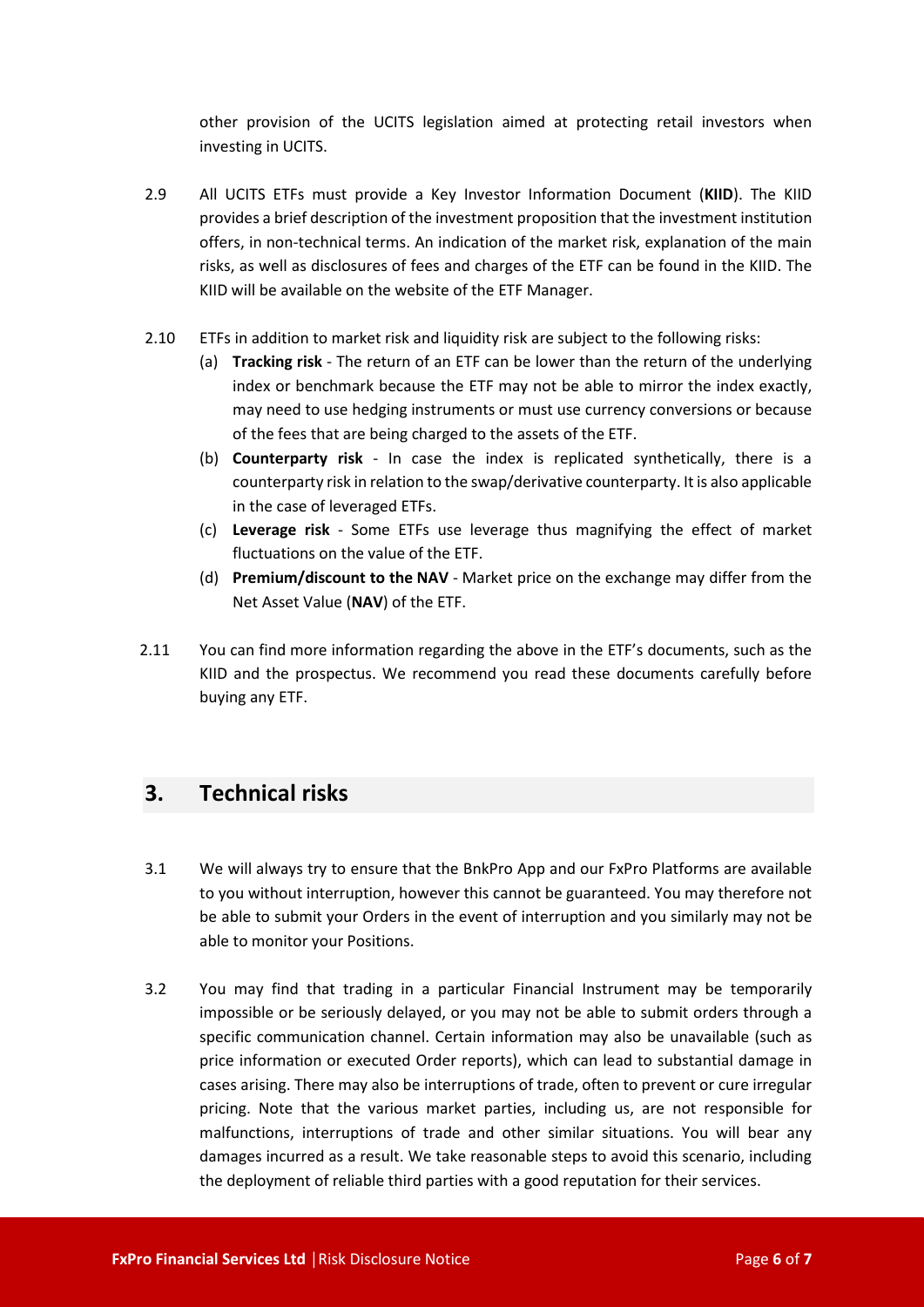other provision of the UCITS legislation aimed at protecting retail investors when investing in UCITS.

2.9 All UCITS ETFs must provide a Key Investor Information Document (**KIID**). The KIID provides a brief description of the investment proposition that the investment institution offers, in non-technical terms. An indication of the market risk, explanation of the main risks, as well as disclosures of fees and charges of the ETF can be found in the KIID. The KIID will be available on the website of the ETF Manager.

2.10 ETFs in addition to market risk and liquidity risk are subject to the following risks:

(a) **Tracking risk** - The return of an ETF can be lower than the return of the underlying index or benchmark because the ETF may not be able to mirror the index exactly, may need to use hedging instruments or must use currency conversions or because of the fees that are being charged to the assets of the ETF.

(b) **Counterparty risk** - In case the index is replicated synthetically, there is a counterparty risk in relation to the swap/derivative counterparty. It is also applicable in the case of leveraged ETFs.

(c) **Leverage risk** - Some ETFs use leverage thus magnifying the effect of market fluctuations on the value of the ETF.

(d) **Premium/discount to the NAV** - Market price on the exchange may differ from the Net Asset Value (**NAV**) of the ETF.

2.11 You can find more information regarding the above in the ETF's documents, such as the KIID and the prospectus. We recommend you read these documents carefully before buying any ETF.

## 3. Technical risks

3.1 We will always try to ensure that the BnkPro App and our FxPro Platforms are available to you without interruption, however this cannot be guaranteed. You may therefore not be able to submit your Orders in the event of interruption and you similarly may not be able to monitor your Positions.

3.2 You may find that trading in a particular Financial Instrument may be temporarily impossible or be seriously delayed, or you may not be able to submit orders through a specific communication channel. Certain information may also be unavailable (such as price information or executed Order reports), which can lead to substantial damage in cases arising. There may also be interruptions of trade, often to prevent or cure irregular pricing. Note that the various market parties, including us, are not responsible for malfunctions, interruptions of trade and other similar situations. You will bear any damages incurred as a result. We take reasonable steps to avoid this scenario, including the deployment of reliable third parties with a good reputation for their services.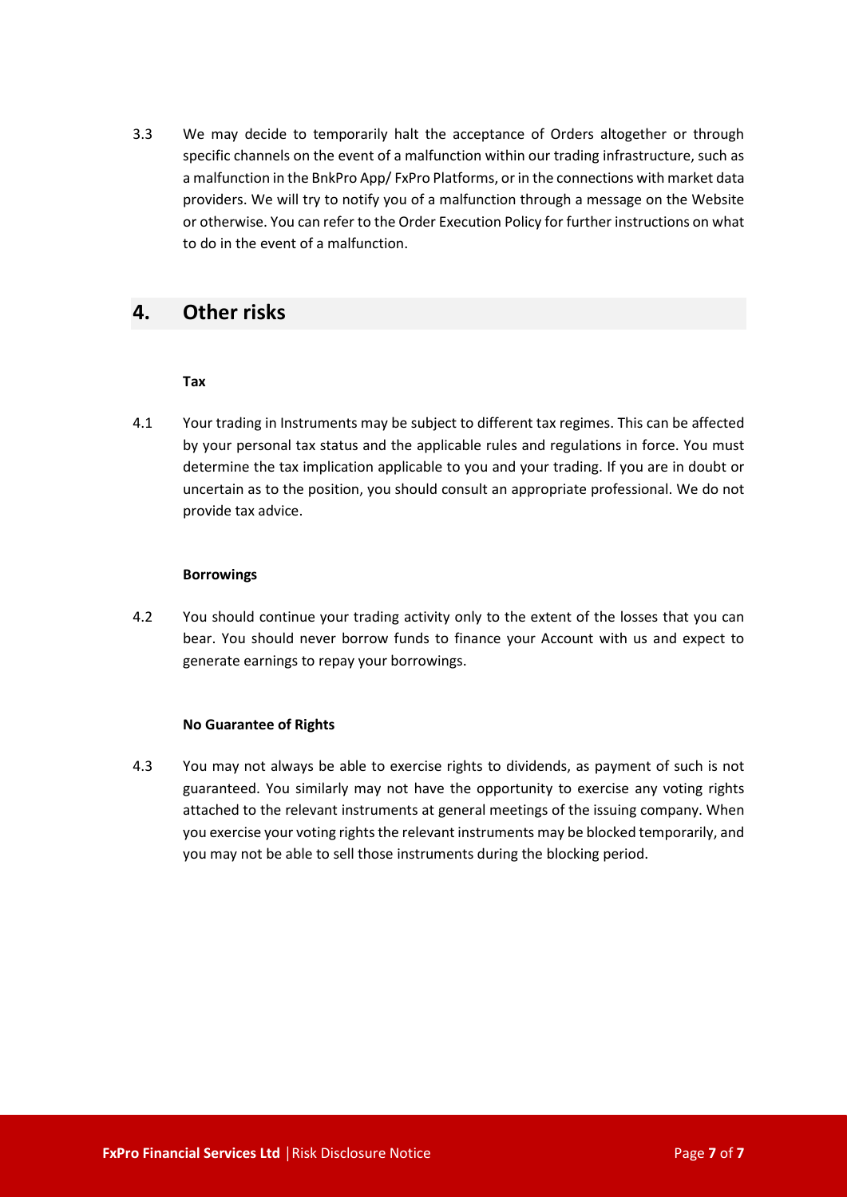3.3 We may decide to temporarily halt the acceptance of Orders altogether or through specific channels on the event of a malfunction within our trading infrastructure, such as a malfunction in the BnkPro App/ FxPro Platforms, or in the connections with market data providers. We will try to notify you of a malfunction through a message on the Website or otherwise. You can refer to the Order Execution Policy for further instructions on what to do in the event of a malfunction.

## 4. Other risks

**Tax**

4.1 Your trading in Instruments may be subject to different tax regimes. This can be affected by your personal tax status and the applicable rules and regulations in force. You must determine the tax implication applicable to you and your trading. If you are in doubt or uncertain as to the position, you should consult an appropriate professional. We do not provide tax advice.

**Borrowings**

4.2 You should continue your trading activity only to the extent of the losses that you can bear. You should never borrow funds to finance your Account with us and expect to generate earnings to repay your borrowings.

**No Guarantee of Rights**

4.3 You may not always be able to exercise rights to dividends, as payment of such is not guaranteed. You similarly may not have the opportunity to exercise any voting rights attached to the relevant instruments at general meetings of the issuing company. When you exercise your voting rights the relevant instruments may be blocked temporarily, and you may not be able to sell those instruments during the blocking period.